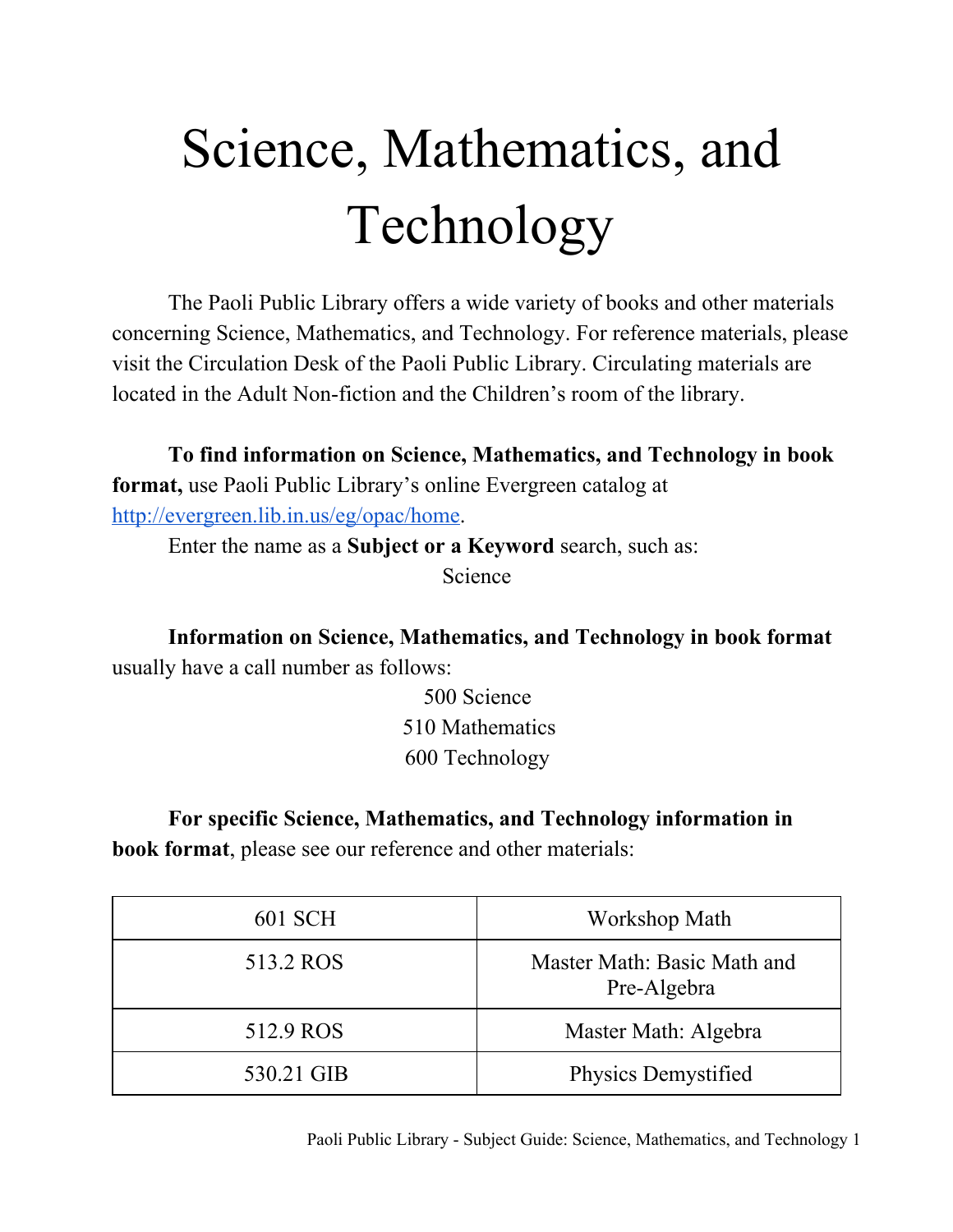# Science, Mathematics, and Technology

The Paoli Public Library offers a wide variety of books and other materials concerning Science, Mathematics, and Technology. For reference materials, please visit the Circulation Desk of the Paoli Public Library. Circulating materials are located in the Adult Non-fiction and the Children's room of the library.

**To find information on Science, Mathematics, and Technology in book format,** use Paoli Public Library's online Evergreen catalog at [http://evergreen.lib.in.us/eg/opac/home](http://evergreen.lib.in.us/eg/opac/home).

Enter the name as a **Subject or a Keyword** search, such as:

Science

**Information on Science, Mathematics, and Technology in book format** usually have a call number as follows:

500 Science
510 Mathematics
600 Technology

**For specific Science, Mathematics, and Technology information in book format**, please see our reference and other materials:

| | |
|---|---|
| 601 SCH | Workshop Math |
| 513.2 ROS | Master Math: Basic Math and Pre-Algebra |
| 512.9 ROS | Master Math: Algebra |
| 530.21 GIB | Physics Demystified |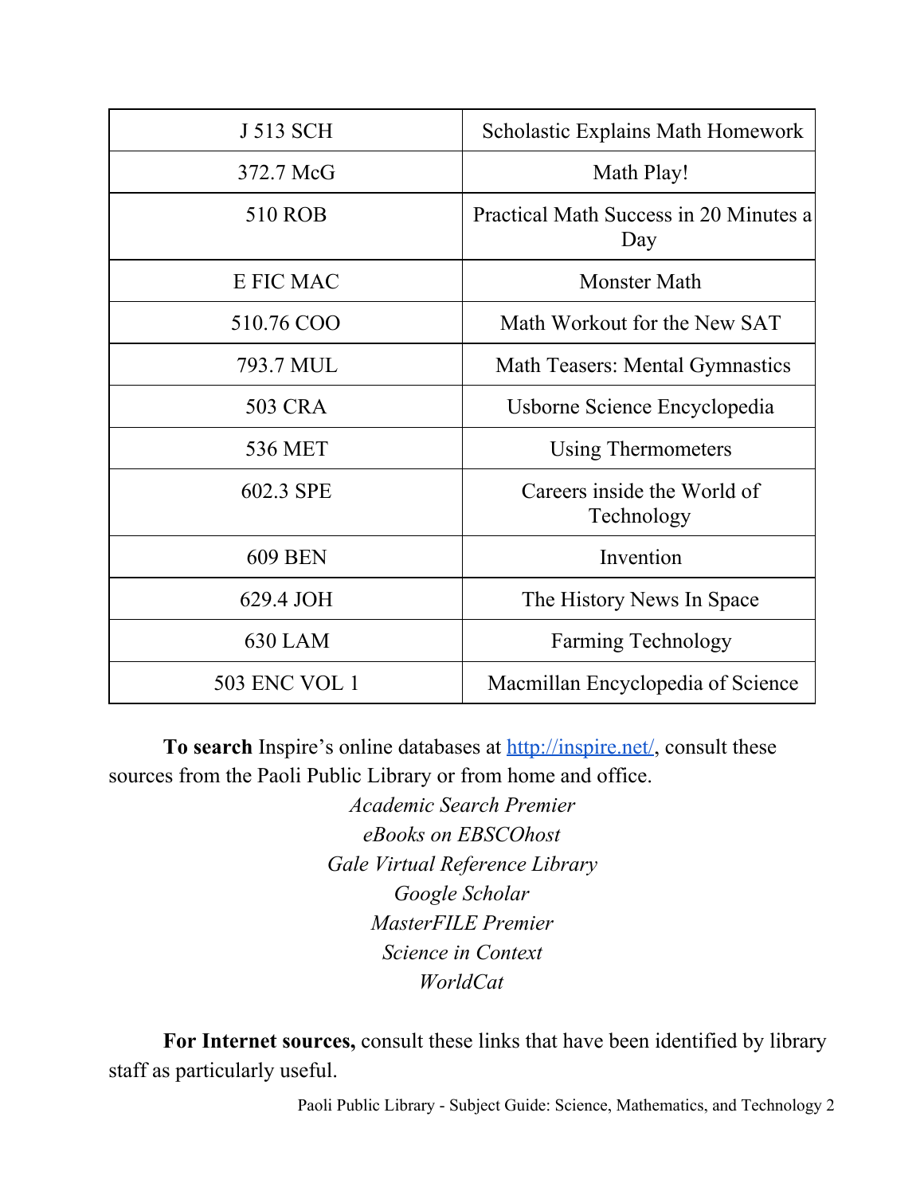| | |
|---|---|
| J 513 SCH | Scholastic Explains Math Homework |
| 372.7 McG | Math Play! |
| 510 ROB | Practical Math Success in 20 Minutes a Day |
| E FIC MAC | Monster Math |
| 510.76 COO | Math Workout for the New SAT |
| 793.7 MUL | Math Teasers: Mental Gymnastics |
| 503 CRA | Usborne Science Encyclopedia |
| 536 MET | Using Thermometers |
| 602.3 SPE | Careers inside the World of Technology |
| 609 BEN | Invention |
| 629.4 JOH | The History News In Space |
| 630 LAM | Farming Technology |
| 503 ENC VOL 1 | Macmillan Encyclopedia of Science |

**To search** Inspire's online databases at http://inspire.net/, consult these sources from the Paoli Public Library or from home and office.

*Academic Search Premier*
*eBooks on EBSCOhost*
*Gale Virtual Reference Library*
*Google Scholar*
*MasterFILE Premier*
*Science in Context*
*WorldCat*

**For Internet sources,** consult these links that have been identified by library staff as particularly useful.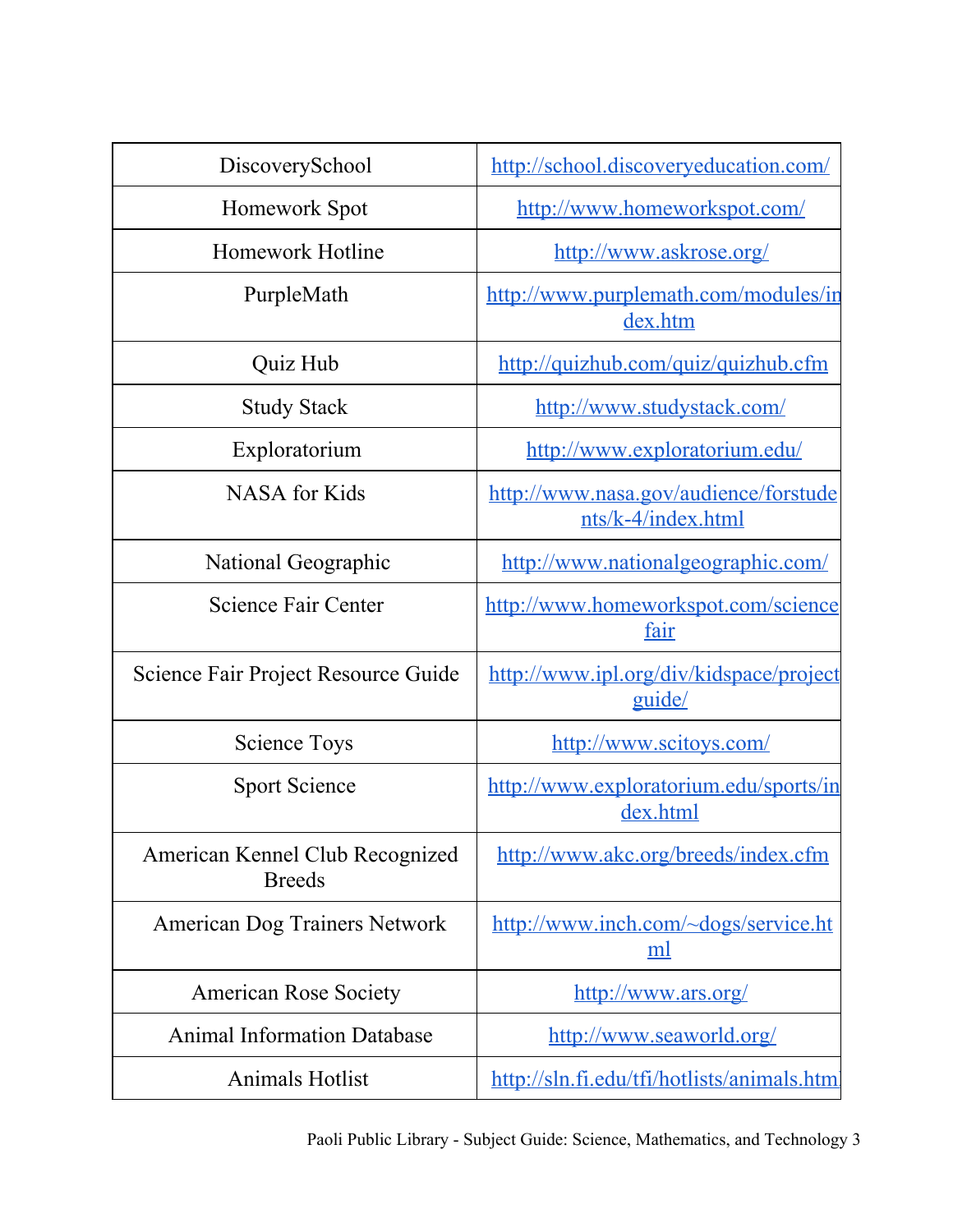| DiscoverySchool | http://school.discoveryeducation.com/ |
|---|---|
| Homework Spot | http://www.homeworkspot.com/ |
| Homework Hotline | http://www.askrose.org/ |
| PurpleMath | http://www.purplemath.com/modules/index.htm |
| Quiz Hub | http://quizhub.com/quiz/quizhub.cfm |
| Study Stack | http://www.studystack.com/ |
| Exploratorium | http://www.exploratorium.edu/ |
| NASA for Kids | http://www.nasa.gov/audience/forstudents/k-4/index.html |
| National Geographic | http://www.nationalgeographic.com/ |
| Science Fair Center | http://www.homeworkspot.com/sciencefair |
| Science Fair Project Resource Guide | http://www.ipl.org/div/kidspace/projectguide/ |
| Science Toys | http://www.scitoys.com/ |
| Sport Science | http://www.exploratorium.edu/sports/index.html |
| American Kennel Club Recognized Breeds | http://www.akc.org/breeds/index.cfm |
| American Dog Trainers Network | http://www.inch.com/~dogs/service.html |
| American Rose Society | http://www.ars.org/ |
| Animal Information Database | http://www.seaworld.org/ |
| Animals Hotlist | http://sln.fi.edu/tfi/hotlists/animals.html |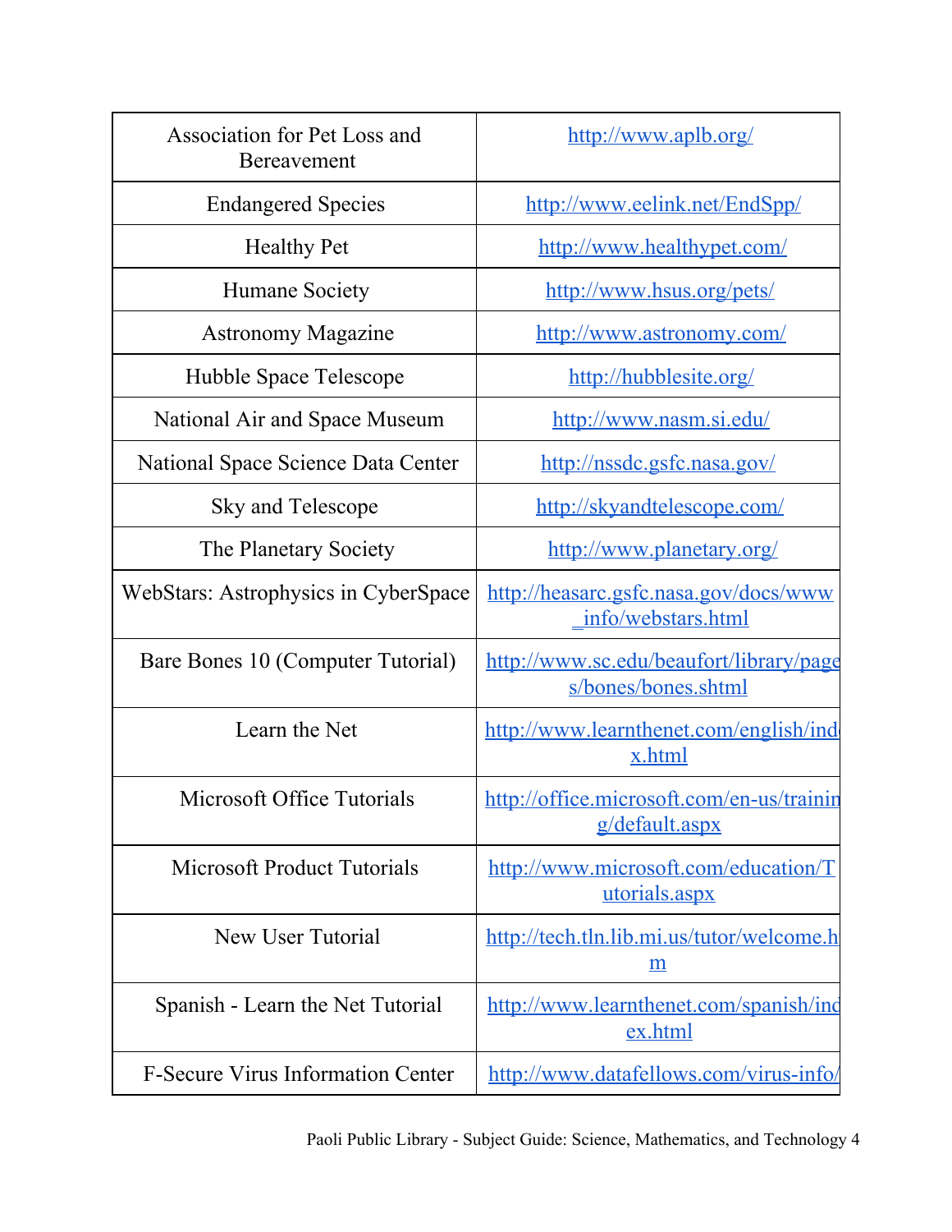| Association for Pet Loss and Bereavement | http://www.aplb.org/ |
|---|---|
| Endangered Species | http://www.eelink.net/EndSpp/ |
| Healthy Pet | http://www.healthypet.com/ |
| Humane Society | http://www.hsus.org/pets/ |
| Astronomy Magazine | http://www.astronomy.com/ |
| Hubble Space Telescope | http://hubblesite.org/ |
| National Air and Space Museum | http://www.nasm.si.edu/ |
| National Space Science Data Center | http://nssdc.gsfc.nasa.gov/ |
| Sky and Telescope | http://skyandtelescope.com/ |
| The Planetary Society | http://www.planetary.org/ |
| WebStars: Astrophysics in CyberSpace | http://heasarc.gsfc.nasa.gov/docs/www_info/webstars.html |
| Bare Bones 10 (Computer Tutorial) | http://www.sc.edu/beaufort/library/pages/bones/bones.shtml |
| Learn the Net | http://www.learnthenet.com/english/index.html |
| Microsoft Office Tutorials | http://office.microsoft.com/en-us/training/default.aspx |
| Microsoft Product Tutorials | http://www.microsoft.com/education/Tutorials.aspx |
| New User Tutorial | http://tech.tln.lib.mi.us/tutor/welcome.hm |
| Spanish - Learn the Net Tutorial | http://www.learnthenet.com/spanish/index.html |
| F-Secure Virus Information Center | http://www.datafellows.com/virus-info/ |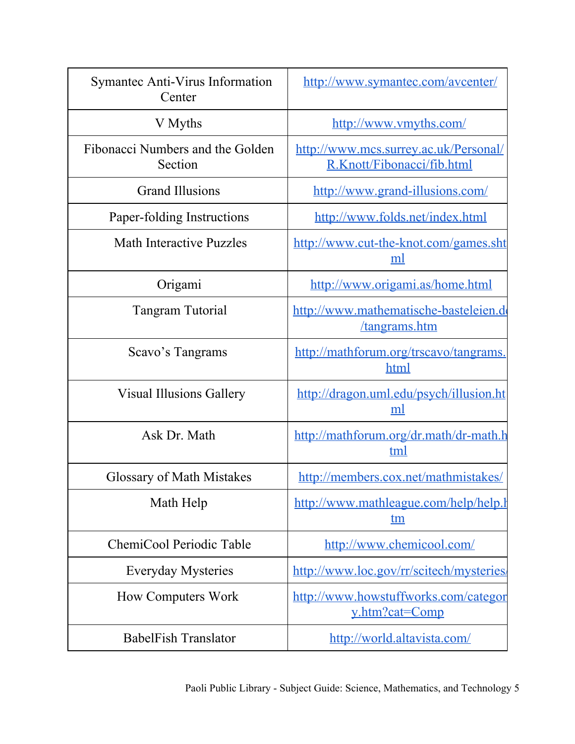| Symantec Anti-Virus Information Center | http://www.symantec.com/avcenter/ |
|---|---|
| V Myths | http://www.vmyths.com/ |
| Fibonacci Numbers and the Golden Section | http://www.mcs.surrey.ac.uk/Personal/R.Knott/Fibonacci/fib.html |
| Grand Illusions | http://www.grand-illusions.com/ |
| Paper-folding Instructions | http://www.folds.net/index.html |
| Math Interactive Puzzles | http://www.cut-the-knot.com/games.shtml |
| Origami | http://www.origami.as/home.html |
| Tangram Tutorial | http://www.mathematische-basteleien.de/tangrams.htm |
| Scavo's Tangrams | http://mathforum.org/trscavo/tangrams.html |
| Visual Illusions Gallery | http://dragon.uml.edu/psych/illusion.html |
| Ask Dr. Math | http://mathforum.org/dr.math/dr-math.html |
| Glossary of Math Mistakes | http://members.cox.net/mathmistakes/ |
| Math Help | http://www.mathleague.com/help/help.htm |
| ChemiCool Periodic Table | http://www.chemicool.com/ |
| Everyday Mysteries | http://www.loc.gov/rr/scitech/mysteries/ |
| How Computers Work | http://www.howstuffworks.com/category.htm?cat=Comp |
| BabelFish Translator | http://world.altavista.com/ |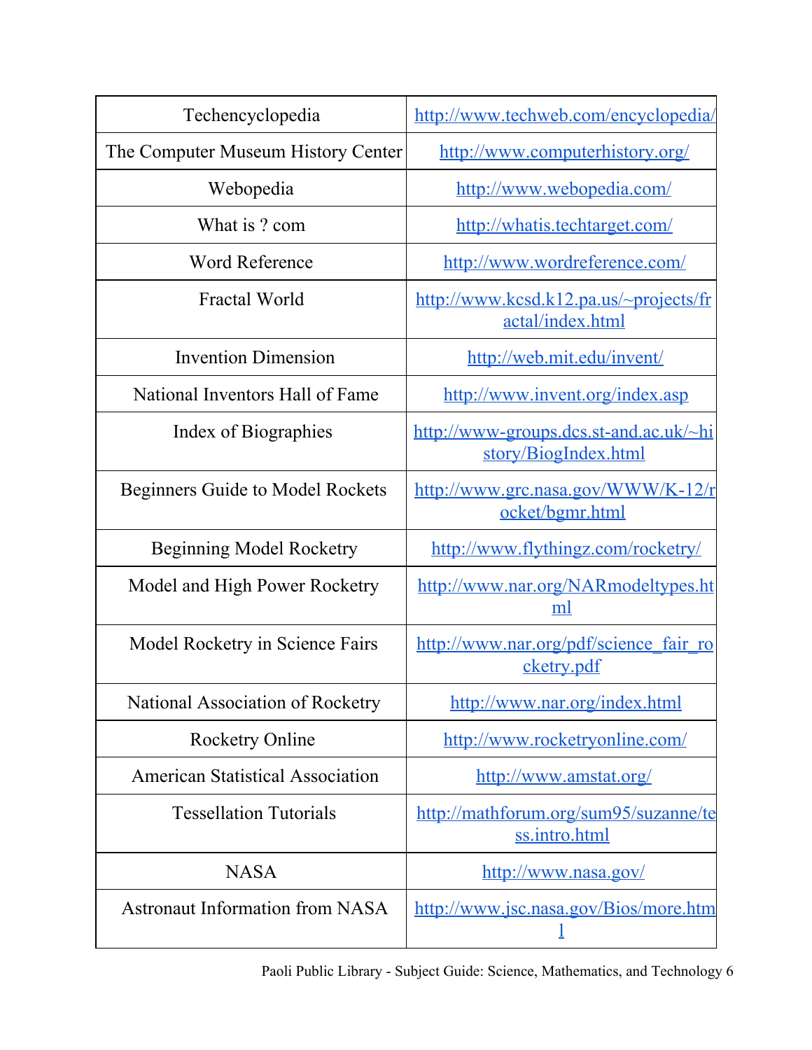| | |
|---|---|
| Techencyclopedia | http://www.techweb.com/encyclopedia/ |
| The Computer Museum History Center | http://www.computerhistory.org/ |
| Webopedia | http://www.webopedia.com/ |
| What is ? com | http://whatis.techtarget.com/ |
| Word Reference | http://www.wordreference.com/ |
| Fractal World | http://www.kcsd.k12.pa.us/~projects/fractal/index.html |
| Invention Dimension | http://web.mit.edu/invent/ |
| National Inventors Hall of Fame | http://www.invent.org/index.asp |
| Index of Biographies | http://www-groups.dcs.st-and.ac.uk/~history/BiogIndex.html |
| Beginners Guide to Model Rockets | http://www.grc.nasa.gov/WWW/K-12/rocket/bgmr.html |
| Beginning Model Rocketry | http://www.flythingz.com/rocketry/ |
| Model and High Power Rocketry | http://www.nar.org/NARmodeltypes.html |
| Model Rocketry in Science Fairs | http://www.nar.org/pdf/science_fair_rocketry.pdf |
| National Association of Rocketry | http://www.nar.org/index.html |
| Rocketry Online | http://www.rocketryonline.com/ |
| American Statistical Association | http://www.amstat.org/ |
| Tessellation Tutorials | http://mathforum.org/sum95/suzanne/tess.intro.html |
| NASA | http://www.nasa.gov/ |
| Astronaut Information from NASA | http://www.jsc.nasa.gov/Bios/more.html |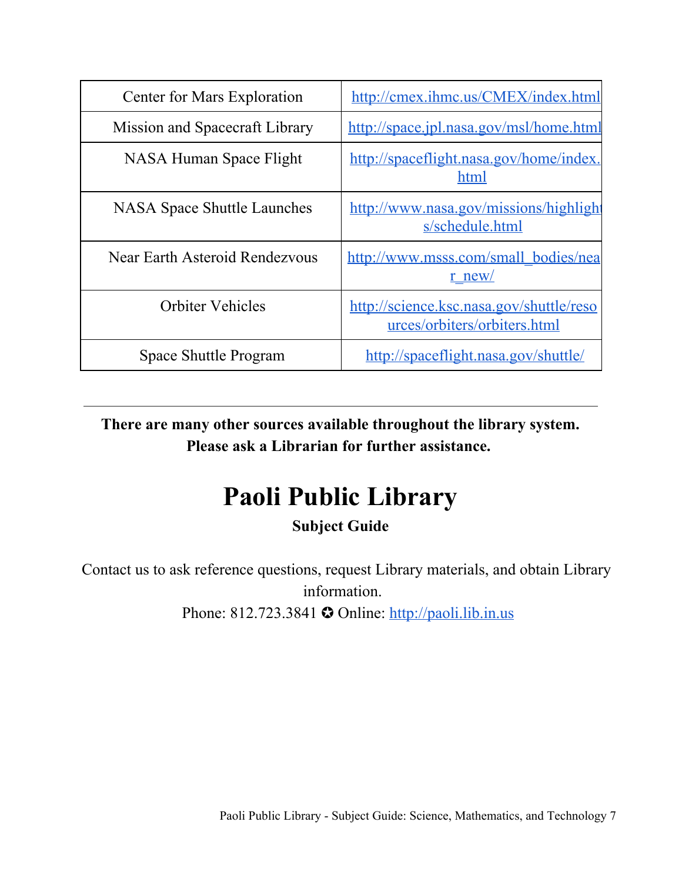| | |
|---|---|
| Center for Mars Exploration | http://cmex.ihmc.us/CMEX/index.html |
| Mission and Spacecraft Library | http://space.jpl.nasa.gov/msl/home.html |
| NASA Human Space Flight | http://spaceflight.nasa.gov/home/index.html |
| NASA Space Shuttle Launches | http://www.nasa.gov/missions/highlights/schedule.html |
| Near Earth Asteroid Rendezvous | http://www.msss.com/small_bodies/near_new/ |
| Orbiter Vehicles | http://science.ksc.nasa.gov/shuttle/resources/orbiters/orbiters.html |
| Space Shuttle Program | http://spaceflight.nasa.gov/shuttle/ |

---

**There are many other sources available throughout the library system.**
**Please ask a Librarian for further assistance.**

# Paoli Public Library

**Subject Guide**

Contact us to ask reference questions, request Library materials, and obtain Library information.

Phone: 812.723.3841 ✪ Online: http://paoli.lib.in.us